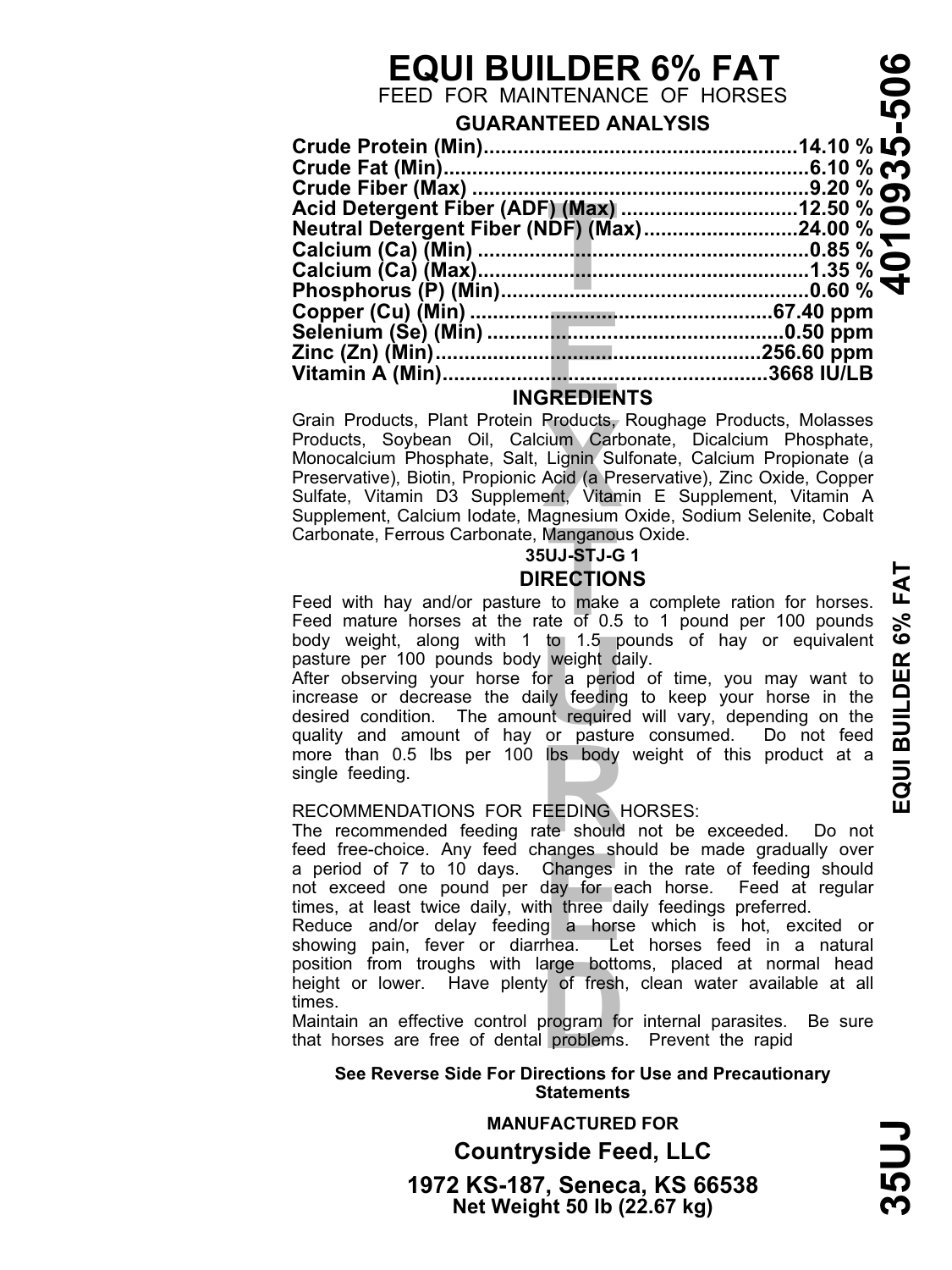# EQUI BUILDER 6% FAT

FEED FOR MAINTENANCE OF HORSES

## GUARANTEED ANALYSIS

| Nutrient | Amount |
|---|---|
| Crude Protein (Min) | 14.10 % |
| Crude Fat (Min) | 6.10 % |
| Crude Fiber (Max) | 9.20 % |
| Acid Detergent Fiber (ADF) (Max) | 12.50 % |
| Neutral Detergent Fiber (NDF) (Max) | 24.00 % |
| Calcium (Ca) (Min) | 0.85 % |
| Calcium (Ca) (Max) | 1.35 % |
| Phosphorus (P) (Min) | 0.60 % |
| Copper (Cu) (Min) | 67.40 ppm |
| Selenium (Se) (Min) | 0.50 ppm |
| Zinc (Zn) (Min) | 256.60 ppm |
| Vitamin A (Min) | 3668 IU/LB |

## INGREDIENTS

Grain Products, Plant Protein Products, Roughage Products, Molasses Products, Soybean Oil, Calcium Carbonate, Dicalcium Phosphate, Monocalcium Phosphate, Salt, Lignin Sulfonate, Calcium Propionate (a Preservative), Biotin, Propionic Acid (a Preservative), Zinc Oxide, Copper Sulfate, Vitamin D3 Supplement, Vitamin E Supplement, Vitamin A Supplement, Calcium Iodate, Magnesium Oxide, Sodium Selenite, Cobalt Carbonate, Ferrous Carbonate, Manganous Oxide.

**35UJ-STJ-G 1**

## DIRECTIONS

Feed with hay and/or pasture to make a complete ration for horses. Feed mature horses at the rate of 0.5 to 1 pound per 100 pounds body weight, along with 1 to 1.5 pounds of hay or equivalent pasture per 100 pounds body weight daily.

After observing your horse for a period of time, you may want to increase or decrease the daily feeding to keep your horse in the desired condition. The amount required will vary, depending on the quality and amount of hay or pasture consumed. Do not feed more than 0.5 lbs per 100 lbs body weight of this product at a single feeding.

RECOMMENDATIONS FOR FEEDING HORSES:

The recommended feeding rate should not be exceeded. Do not feed free-choice. Any feed changes should be made gradually over a period of 7 to 10 days. Changes in the rate of feeding should not exceed one pound per day for each horse. Feed at regular times, at least twice daily, with three daily feedings preferred.

Reduce and/or delay feeding a horse which is hot, excited or showing pain, fever or diarrhea. Let horses feed in a natural position from troughs with large bottoms, placed at normal head height or lower. Have plenty of fresh, clean water available at all times.

Maintain an effective control program for internal parasites. Be sure that horses are free of dental problems. Prevent the rapid

**See Reverse Side For Directions for Use and Precautionary Statements**

**MANUFACTURED FOR**

**Countryside Feed, LLC**

**1972 KS-187, Seneca, KS 66538**

**Net Weight 50 lb (22.67 kg)**

**4010935-506**

**EQUI BUILDER 6% FAT**

**35UJ**

TEXTURED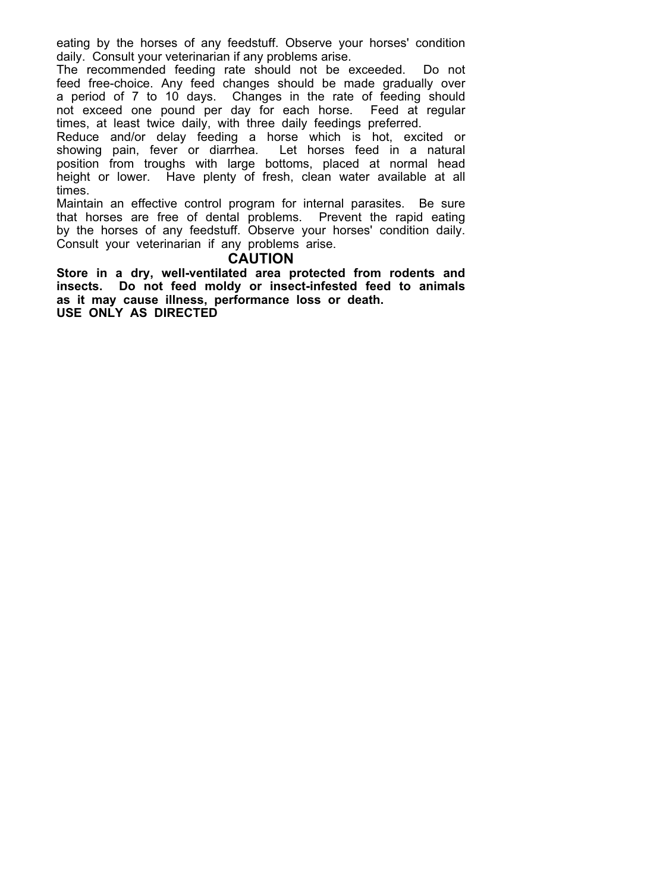eating by the horses of any feedstuff. Observe your horses' condition daily. Consult your veterinarian if any problems arise.

The recommended feeding rate should not be exceeded. Do not feed free-choice. Any feed changes should be made gradually over a period of 7 to 10 days. Changes in the rate of feeding should not exceed one pound per day for each horse. Feed at regular times, at least twice daily, with three daily feedings preferred.

Reduce and/or delay feeding a horse which is hot, excited or showing pain, fever or diarrhea. Let horses feed in a natural position from troughs with large bottoms, placed at normal head height or lower. Have plenty of fresh, clean water available at all times.

Maintain an effective control program for internal parasites. Be sure that horses are free of dental problems. Prevent the rapid eating by the horses of any feedstuff. Observe your horses' condition daily. Consult your veterinarian if any problems arise.

## CAUTION

**Store in a dry, well-ventilated area protected from rodents and insects. Do not feed moldy or insect-infested feed to animals as it may cause illness, performance loss or death.**

**USE ONLY AS DIRECTED**